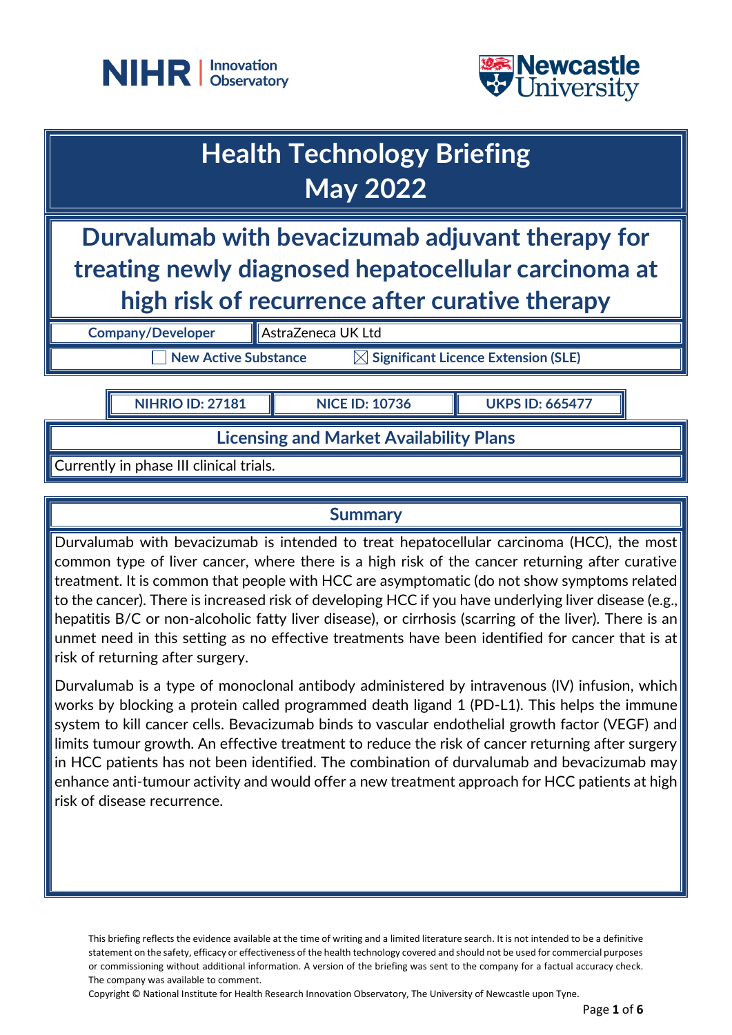# Health Technology Briefing May 2022

## Durvalumab with bevacizumab adjuvant therapy for treating newly diagnosed hepatocellular carcinoma at high risk of recurrence after curative therapy

| Company/Developer | AstraZeneca UK Ltd |
|---|---|

☐ New Active Substance ☒ Significant Licence Extension (SLE)

| NIHRIO ID: 27181 | NICE ID: 10736 | UKPS ID: 665477 |
|---|---|---|

### Licensing and Market Availability Plans

Currently in phase III clinical trials.

### Summary

Durvalumab with bevacizumab is intended to treat hepatocellular carcinoma (HCC), the most common type of liver cancer, where there is a high risk of the cancer returning after curative treatment. It is common that people with HCC are asymptomatic (do not show symptoms related to the cancer). There is increased risk of developing HCC if you have underlying liver disease (e.g., hepatitis B/C or non-alcoholic fatty liver disease), or cirrhosis (scarring of the liver). There is an unmet need in this setting as no effective treatments have been identified for cancer that is at risk of returning after surgery.

Durvalumab is a type of monoclonal antibody administered by intravenous (IV) infusion, which works by blocking a protein called programmed death ligand 1 (PD-L1). This helps the immune system to kill cancer cells. Bevacizumab binds to vascular endothelial growth factor (VEGF) and limits tumour growth. An effective treatment to reduce the risk of cancer returning after surgery in HCC patients has not been identified. The combination of durvalumab and bevacizumab may enhance anti-tumour activity and would offer a new treatment approach for HCC patients at high risk of disease recurrence.

This briefing reflects the evidence available at the time of writing and a limited literature search. It is not intended to be a definitive statement on the safety, efficacy or effectiveness of the health technology covered and should not be used for commercial purposes or commissioning without additional information. A version of the briefing was sent to the company for a factual accuracy check. The company was available to comment.

Copyright © National Institute for Health Research Innovation Observatory, The University of Newcastle upon Tyne.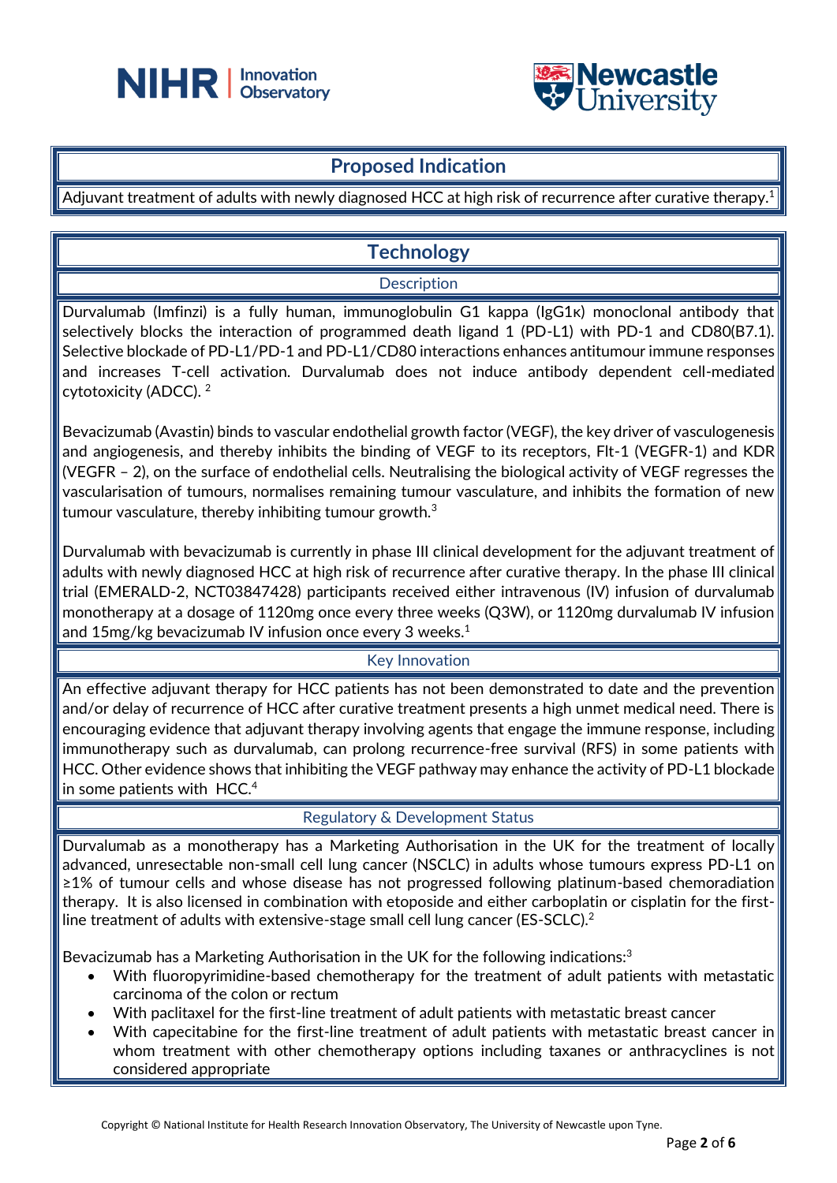## Proposed Indication

Adjuvant treatment of adults with newly diagnosed HCC at high risk of recurrence after curative therapy.[1]

## Technology

### Description

Durvalumab (Imfinzi) is a fully human, immunoglobulin G1 kappa (IgG1κ) monoclonal antibody that selectively blocks the interaction of programmed death ligand 1 (PD-L1) with PD-1 and CD80(B7.1). Selective blockade of PD-L1/PD-1 and PD-L1/CD80 interactions enhances antitumour immune responses and increases T-cell activation. Durvalumab does not induce antibody dependent cell-mediated cytotoxicity (ADCC). [2]

Bevacizumab (Avastin) binds to vascular endothelial growth factor (VEGF), the key driver of vasculogenesis and angiogenesis, and thereby inhibits the binding of VEGF to its receptors, Flt-1 (VEGFR-1) and KDR (VEGFR – 2), on the surface of endothelial cells. Neutralising the biological activity of VEGF regresses the vascularisation of tumours, normalises remaining tumour vasculature, and inhibits the formation of new tumour vasculature, thereby inhibiting tumour growth.[3]

Durvalumab with bevacizumab is currently in phase III clinical development for the adjuvant treatment of adults with newly diagnosed HCC at high risk of recurrence after curative therapy. In the phase III clinical trial (EMERALD-2, NCT03847428) participants received either intravenous (IV) infusion of durvalumab monotherapy at a dosage of 1120mg once every three weeks (Q3W), or 1120mg durvalumab IV infusion and 15mg/kg bevacizumab IV infusion once every 3 weeks.[1]

### Key Innovation

An effective adjuvant therapy for HCC patients has not been demonstrated to date and the prevention and/or delay of recurrence of HCC after curative treatment presents a high unmet medical need. There is encouraging evidence that adjuvant therapy involving agents that engage the immune response, including immunotherapy such as durvalumab, can prolong recurrence-free survival (RFS) in some patients with HCC. Other evidence shows that inhibiting the VEGF pathway may enhance the activity of PD-L1 blockade in some patients with HCC.[4]

### Regulatory & Development Status

Durvalumab as a monotherapy has a Marketing Authorisation in the UK for the treatment of locally advanced, unresectable non-small cell lung cancer (NSCLC) in adults whose tumours express PD-L1 on ≥1% of tumour cells and whose disease has not progressed following platinum-based chemoradiation therapy. It is also licensed in combination with etoposide and either carboplatin or cisplatin for the first-line treatment of adults with extensive-stage small cell lung cancer (ES-SCLC).[2]

Bevacizumab has a Marketing Authorisation in the UK for the following indications:[3]

- With fluoropyrimidine-based chemotherapy for the treatment of adult patients with metastatic carcinoma of the colon or rectum
- With paclitaxel for the first-line treatment of adult patients with metastatic breast cancer
- With capecitabine for the first-line treatment of adult patients with metastatic breast cancer in whom treatment with other chemotherapy options including taxanes or anthracyclines is not considered appropriate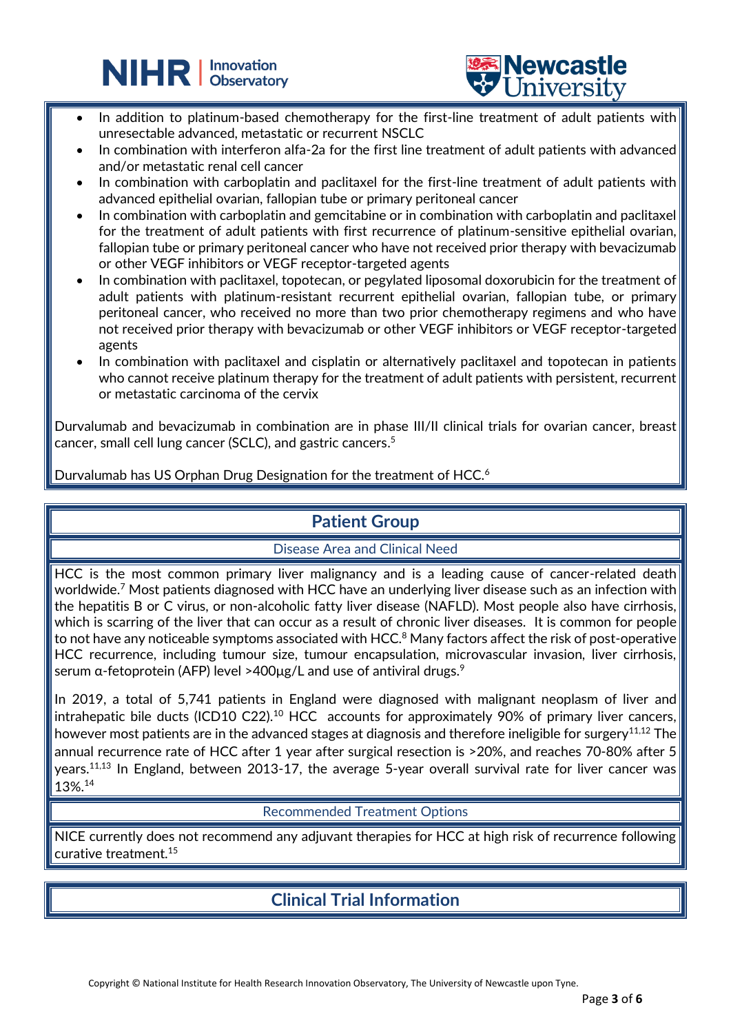- In addition to platinum-based chemotherapy for the first-line treatment of adult patients with unresectable advanced, metastatic or recurrent NSCLC
- In combination with interferon alfa-2a for the first line treatment of adult patients with advanced and/or metastatic renal cell cancer
- In combination with carboplatin and paclitaxel for the first-line treatment of adult patients with advanced epithelial ovarian, fallopian tube or primary peritoneal cancer
- In combination with carboplatin and gemcitabine or in combination with carboplatin and paclitaxel for the treatment of adult patients with first recurrence of platinum-sensitive epithelial ovarian, fallopian tube or primary peritoneal cancer who have not received prior therapy with bevacizumab or other VEGF inhibitors or VEGF receptor-targeted agents
- In combination with paclitaxel, topotecan, or pegylated liposomal doxorubicin for the treatment of adult patients with platinum-resistant recurrent epithelial ovarian, fallopian tube, or primary peritoneal cancer, who received no more than two prior chemotherapy regimens and who have not received prior therapy with bevacizumab or other VEGF inhibitors or VEGF receptor-targeted agents
- In combination with paclitaxel and cisplatin or alternatively paclitaxel and topotecan in patients who cannot receive platinum therapy for the treatment of adult patients with persistent, recurrent or metastatic carcinoma of the cervix

Durvalumab and bevacizumab in combination are in phase III/II clinical trials for ovarian cancer, breast cancer, small cell lung cancer (SCLC), and gastric cancers.[5]

Durvalumab has US Orphan Drug Designation for the treatment of HCC.[6]

## Patient Group

### Disease Area and Clinical Need

HCC is the most common primary liver malignancy and is a leading cause of cancer-related death worldwide.[7] Most patients diagnosed with HCC have an underlying liver disease such as an infection with the hepatitis B or C virus, or non-alcoholic fatty liver disease (NAFLD). Most people also have cirrhosis, which is scarring of the liver that can occur as a result of chronic liver diseases. It is common for people to not have any noticeable symptoms associated with HCC.[8] Many factors affect the risk of post-operative HCC recurrence, including tumour size, tumour encapsulation, microvascular invasion, liver cirrhosis, serum α-fetoprotein (AFP) level >400µg/L and use of antiviral drugs.[9]

In 2019, a total of 5,741 patients in England were diagnosed with malignant neoplasm of liver and intrahepatic bile ducts (ICD10 C22).[10] HCC accounts for approximately 90% of primary liver cancers, however most patients are in the advanced stages at diagnosis and therefore ineligible for surgery[11,12] The annual recurrence rate of HCC after 1 year after surgical resection is >20%, and reaches 70-80% after 5 years.[11,13] In England, between 2013-17, the average 5-year overall survival rate for liver cancer was 13%.[14]

### Recommended Treatment Options

NICE currently does not recommend any adjuvant therapies for HCC at high risk of recurrence following curative treatment.[15]

## Clinical Trial Information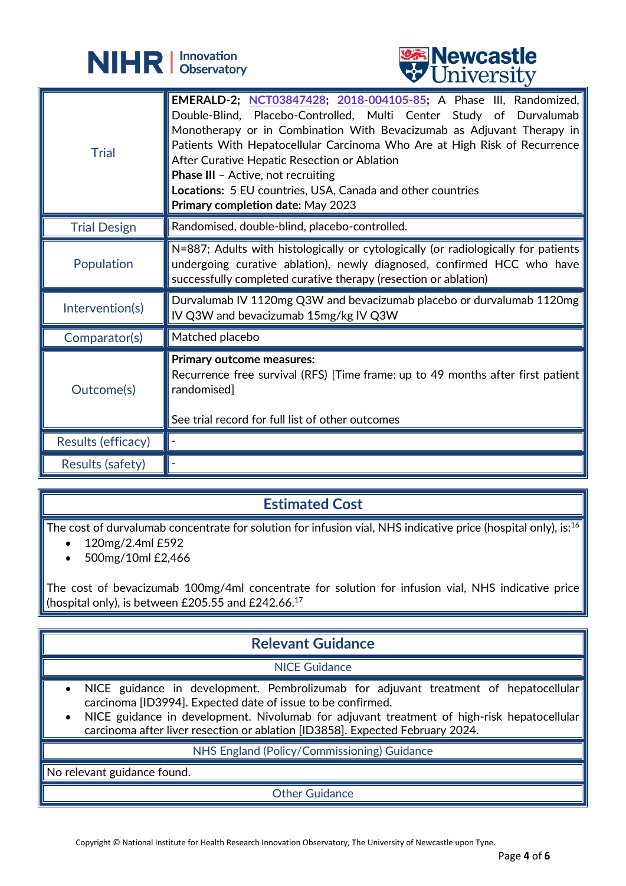| | |
|---|---|
| Trial | **EMERALD-2; NCT03847428; 2018-004105-85**; A Phase III, Randomized, Double-Blind, Placebo-Controlled, Multi Center Study of Durvalumab Monotherapy or in Combination With Bevacizumab as Adjuvant Therapy in Patients With Hepatocellular Carcinoma Who Are at High Risk of Recurrence After Curative Hepatic Resection or Ablation<br>**Phase III** – Active, not recruiting<br>**Locations:** 5 EU countries, USA, Canada and other countries<br>**Primary completion date:** May 2023 |
| Trial Design | Randomised, double-blind, placebo-controlled. |
| Population | N=887; Adults with histologically or cytologically (or radiologically for patients undergoing curative ablation), newly diagnosed, confirmed HCC who have successfully completed curative therapy (resection or ablation) |
| Intervention(s) | Durvalumab IV 1120mg Q3W and bevacizumab placebo or durvalumab 1120mg IV Q3W and bevacizumab 15mg/kg IV Q3W |
| Comparator(s) | Matched placebo |
| Outcome(s) | **Primary outcome measures:**<br>Recurrence free survival (RFS) [Time frame: up to 49 months after first patient randomised]<br><br>See trial record for full list of other outcomes |
| Results (efficacy) | - |
| Results (safety) | - |

## Estimated Cost

The cost of durvalumab concentrate for solution for infusion vial, NHS indicative price (hospital only), is:[16]

- 120mg/2.4ml £592
- 500mg/10ml £2,466

The cost of bevacizumab 100mg/4ml concentrate for solution for infusion vial, NHS indicative price (hospital only), is between £205.55 and £242.66.[17]

## Relevant Guidance

### NICE Guidance

- NICE guidance in development. Pembrolizumab for adjuvant treatment of hepatocellular carcinoma [ID3994]. Expected date of issue to be confirmed.
- NICE guidance in development. Nivolumab for adjuvant treatment of high-risk hepatocellular carcinoma after liver resection or ablation [ID3858]. Expected February 2024.

### NHS England (Policy/Commissioning) Guidance

No relevant guidance found.

### Other Guidance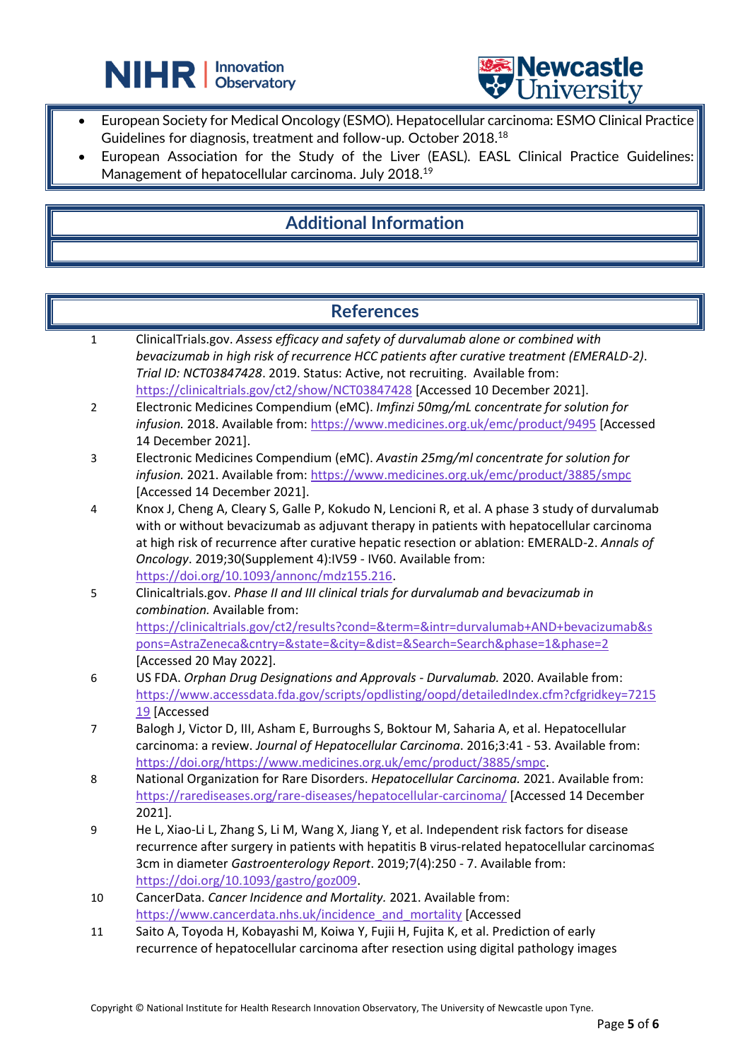- European Society for Medical Oncology (ESMO). Hepatocellular carcinoma: ESMO Clinical Practice Guidelines for diagnosis, treatment and follow-up. October 2018.[18]
- European Association for the Study of the Liver (EASL). EASL Clinical Practice Guidelines: Management of hepatocellular carcinoma. July 2018.[19]

## Additional Information

## References

1. ClinicalTrials.gov. *Assess efficacy and safety of durvalumab alone or combined with bevacizumab in high risk of recurrence HCC patients after curative treatment (EMERALD-2). Trial ID: NCT03847428*. 2019. Status: Active, not recruiting. Available from: https://clinicaltrials.gov/ct2/show/NCT03847428 [Accessed 10 December 2021].
2. Electronic Medicines Compendium (eMC). *Imfinzi 50mg/mL concentrate for solution for infusion.* 2018. Available from: https://www.medicines.org.uk/emc/product/9495 [Accessed 14 December 2021].
3. Electronic Medicines Compendium (eMC). *Avastin 25mg/ml concentrate for solution for infusion.* 2021. Available from: https://www.medicines.org.uk/emc/product/3885/smpc [Accessed 14 December 2021].
4. Knox J, Cheng A, Cleary S, Galle P, Kokudo N, Lencioni R, et al. A phase 3 study of durvalumab with or without bevacizumab as adjuvant therapy in patients with hepatocellular carcinoma at high risk of recurrence after curative hepatic resection or ablation: EMERALD-2. *Annals of Oncology*. 2019;30(Supplement 4):IV59 - IV60. Available from: https://doi.org/10.1093/annonc/mdz155.216.
5. Clinicaltrials.gov. *Phase II and III clinical trials for durvalumab and bevacizumab in combination.* Available from: https://clinicaltrials.gov/ct2/results?cond=&term=&intr=durvalumab+AND+bevacizumab&spons=AstraZeneca&cntry=&state=&city=&dist=&Search=Search&phase=1&phase=2 [Accessed 20 May 2022].
6. US FDA. *Orphan Drug Designations and Approvals - Durvalumab.* 2020. Available from: https://www.accessdata.fda.gov/scripts/opdlisting/oopd/detailedIndex.cfm?cfgridkey=721519 [Accessed
7. Balogh J, Victor D, III, Asham E, Burroughs S, Boktour M, Saharia A, et al. Hepatocellular carcinoma: a review. *Journal of Hepatocellular Carcinoma*. 2016;3:41 - 53. Available from: https://doi.org/https://www.medicines.org.uk/emc/product/3885/smpc.
8. National Organization for Rare Disorders. *Hepatocellular Carcinoma.* 2021. Available from: https://rarediseases.org/rare-diseases/hepatocellular-carcinoma/ [Accessed 14 December 2021].
9. He L, Xiao-Li L, Zhang S, Li M, Wang X, Jiang Y, et al. Independent risk factors for disease recurrence after surgery in patients with hepatitis B virus-related hepatocellular carcinoma≤ 3cm in diameter *Gastroenterology Report*. 2019;7(4):250 - 7. Available from: https://doi.org/10.1093/gastro/goz009.
10. CancerData. *Cancer Incidence and Mortality.* 2021. Available from: https://www.cancerdata.nhs.uk/incidence_and_mortality [Accessed
11. Saito A, Toyoda H, Kobayashi M, Koiwa Y, Fujii H, Fujita K, et al. Prediction of early recurrence of hepatocellular carcinoma after resection using digital pathology images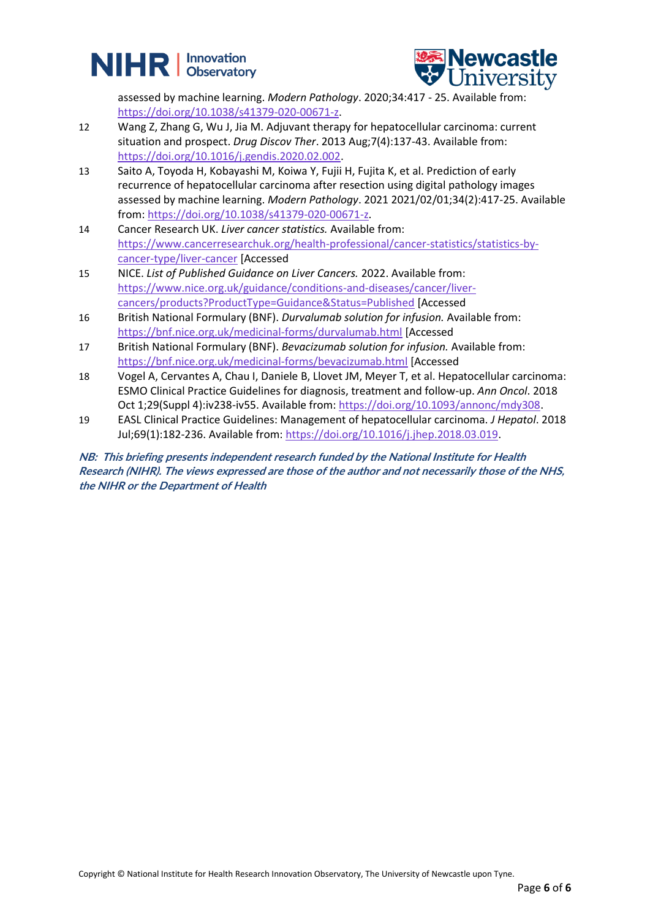assessed by machine learning. *Modern Pathology*. 2020;34:417 - 25. Available from: https://doi.org/10.1038/s41379-020-00671-z.

12 Wang Z, Zhang G, Wu J, Jia M. Adjuvant therapy for hepatocellular carcinoma: current situation and prospect. *Drug Discov Ther*. 2013 Aug;7(4):137-43. Available from: https://doi.org/10.1016/j.gendis.2020.02.002.

13 Saito A, Toyoda H, Kobayashi M, Koiwa Y, Fujii H, Fujita K, et al. Prediction of early recurrence of hepatocellular carcinoma after resection using digital pathology images assessed by machine learning. *Modern Pathology*. 2021 2021/02/01;34(2):417-25. Available from: https://doi.org/10.1038/s41379-020-00671-z.

14 Cancer Research UK. *Liver cancer statistics.* Available from: https://www.cancerresearchuk.org/health-professional/cancer-statistics/statistics-by-cancer-type/liver-cancer [Accessed

15 NICE. *List of Published Guidance on Liver Cancers.* 2022. Available from: https://www.nice.org.uk/guidance/conditions-and-diseases/cancer/liver-cancers/products?ProductType=Guidance&Status=Published [Accessed

16 British National Formulary (BNF). *Durvalumab solution for infusion.* Available from: https://bnf.nice.org.uk/medicinal-forms/durvalumab.html [Accessed

17 British National Formulary (BNF). *Bevacizumab solution for infusion.* Available from: https://bnf.nice.org.uk/medicinal-forms/bevacizumab.html [Accessed

18 Vogel A, Cervantes A, Chau I, Daniele B, Llovet JM, Meyer T, et al. Hepatocellular carcinoma: ESMO Clinical Practice Guidelines for diagnosis, treatment and follow-up. *Ann Oncol*. 2018 Oct 1;29(Suppl 4):iv238-iv55. Available from: https://doi.org/10.1093/annonc/mdy308.

19 EASL Clinical Practice Guidelines: Management of hepatocellular carcinoma. *J Hepatol*. 2018 Jul;69(1):182-236. Available from: https://doi.org/10.1016/j.jhep.2018.03.019.

***NB: This briefing presents independent research funded by the National Institute for Health Research (NIHR). The views expressed are those of the author and not necessarily those of the NHS, the NIHR or the Department of Health***

Copyright © National Institute for Health Research Innovation Observatory, The University of Newcastle upon Tyne.